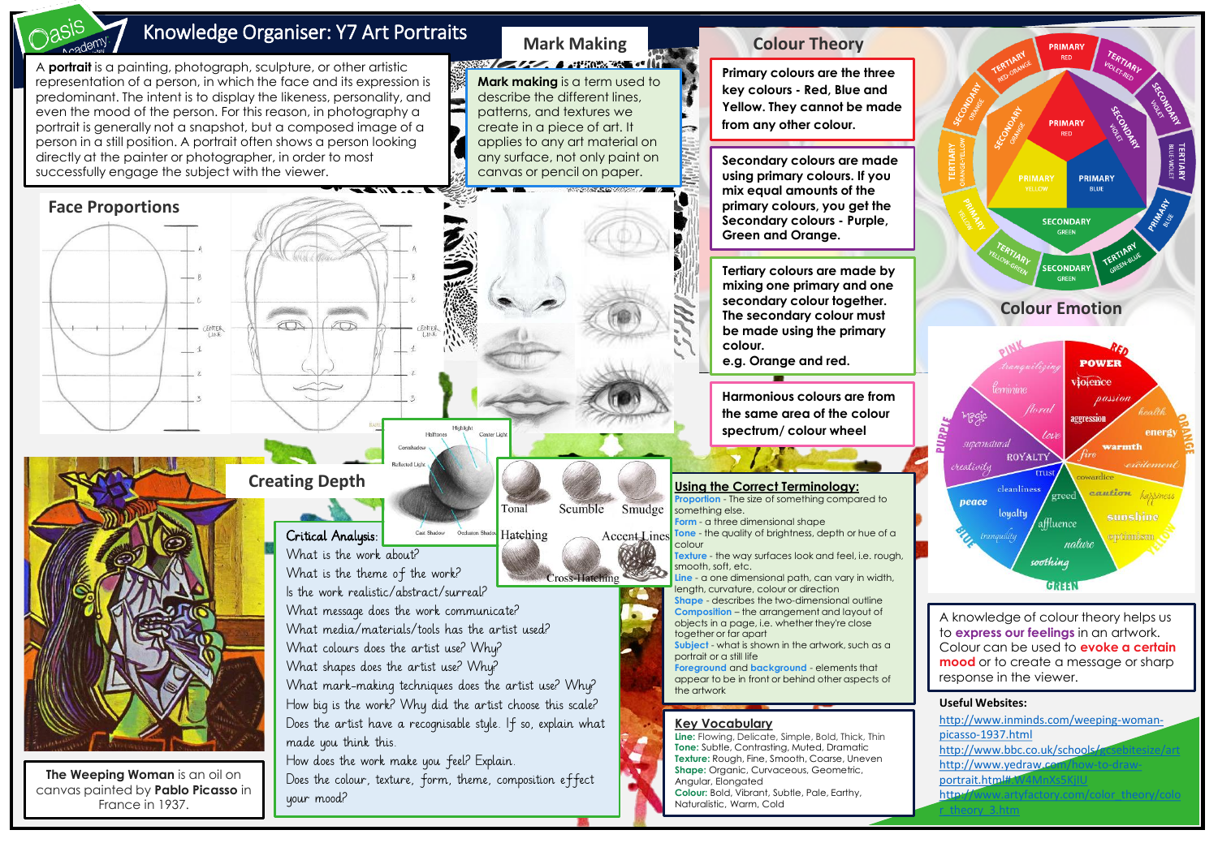# Knowledge Organiser: Y7 Art Portraits

A **portrait** is a painting, photograph, sculpture, or other artistic representation of a person, in which the face and its expression is predominant. The intent is to display the likeness, personality, and even the mood of the person. For this reason, in photography a portrait is generally not a snapshot, but a composed image of a person in a still position. A portrait often shows a person looking directly at the painter or photographer, in order to most successfully engage the subject with the viewer.

## Mark Making

**Mark making** is a term used to describe the different lines, patterns, and textures we create in a piece of art. It applies to any art material on any surface, not only paint on canvas or pencil on paper.

## Face Proportions

## Creating Depth

Tonal, Scumble, Smudge, Hatching, Cross-Hatching, Accent Lines

Highlight, Halftones, Center Light, Core shadow, Reflected Light, Cast Shadow, Occlusion Shadow

### Critical Analysis:

- What is the work about?
- What is the theme of the work?
- Is the work realistic/abstract/surreal?
- What message does the work communicate?
- What media/materials/tools has the artist used?
- What colours does the artist use? Why?
- What shapes does the artist use? Why?
- What mark-making techniques does the artist use? Why?
- How big is the work? Why did the artist choose this scale?
- Does the artist have a recognisable style. If so, explain what made you think this.
- How does the work make you feel? Explain.
- Does the colour, texture, form, theme, composition effect your mood?

**The Weeping Woman** is an oil on canvas painted by **Pablo Picasso** in France in 1937.

## Colour Theory

**Primary colours are the three key colours - Red, Blue and Yellow. They cannot be made from any other colour.**

**Secondary colours are made using primary colours. If you mix equal amounts of the primary colours, you get the Secondary colours - Purple, Green and Orange.**

**Tertiary colours are made by mixing one primary and one secondary colour together. The secondary colour must be made using the primary colour. e.g. Orange and red.**

**Harmonious colours are from the same area of the colour spectrum/ colour wheel**

## Colour Emotion

A knowledge of colour theory helps us to **express our feelings** in an artwork. Colour can be used to **evoke a certain mood** or to create a message or sharp response in the viewer.

### Using the Correct Terminology:

- **Proportion** - The size of something compared to something else.
- **Form** - a three dimensional shape
- **Tone** - the quality of brightness, depth or hue of a colour
- **Texture** - the way surfaces look and feel, i.e. rough, smooth, soft, etc.
- **Line** - a one dimensional path, can vary in width, length, curvature, colour or direction
- **Shape** - describes the two-dimensional outline
- **Composition** – the arrangement and layout of objects in a page, i.e. whether they're close together or far apart
- **Subject** - what is shown in the artwork, such as a portrait or a still life
- **Foreground** and **background** - elements that appear to be in front or behind other aspects of the artwork

### Key Vocabulary

- **Line:** Flowing, Delicate, Simple, Bold, Thick, Thin
- **Tone:** Subtle, Contrasting, Muted, Dramatic
- **Texture:** Rough, Fine, Smooth, Coarse, Uneven
- **Shape:** Organic, Curvaceous, Geometric, Angular, Elongated
- **Colour:** Bold, Vibrant, Subtle, Pale, Earthy, Naturalistic, Warm, Cold

### Useful Websites:

- http://www.inminds.com/weeping-woman-picasso-1937.html
- http://www.bbc.co.uk/schools/gcsebitesize/art
- http://www.yedraw.com/how-to-draw-portrait.html#.W4MnXs5KjIU
- http://www.artyfactory.com/color_theory/color_theory_3.htm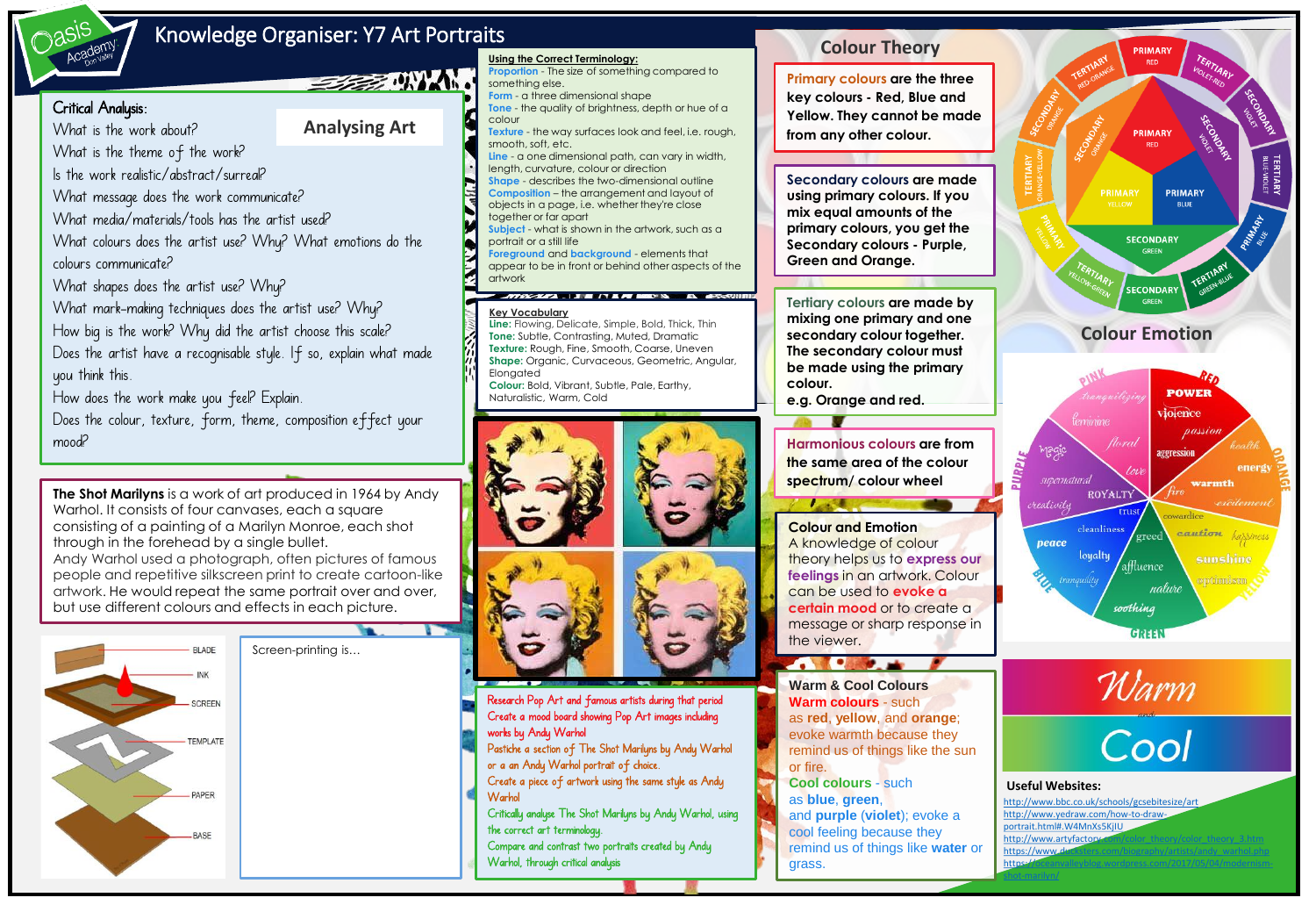# Knowledge Organiser: Y7 Art Portraits

## Analysing Art

**Critical Analysis:**

- What is the work about?
- What is the theme of the work?
- Is the work realistic/abstract/surreal?
- What message does the work communicate?
- What media/materials/tools has the artist used?
- What colours does the artist use? Why? What emotions do the colours communicate?
- What shapes does the artist use? Why?
- What mark-making techniques does the artist use? Why?
- How big is the work? Why did the artist choose this scale?
- Does the artist have a recognisable style. If so, explain what made you think this.
- How does the work make you feel? Explain.
- Does the colour, texture, form, theme, composition effect your mood?

**The Shot Marilyns** is a work of art produced in 1964 by Andy Warhol. It consists of four canvases, each a square consisting of a painting of a Marilyn Monroe, each shot through in the forehead by a single bullet.
Andy Warhol used a photograph, often pictures of famous people and repetitive silkscreen print to create cartoon-like artwork. He would repeat the same portrait over and over, but use different colours and effects in each picture.

BLADE
INK
SCREEN
TEMPLATE
PAPER
BASE

Screen-printing is...

**Using the Correct Terminology:**

- **Proportion** - The size of something compared to something else.
- **Form** - a three dimensional shape
- **Tone** - the quality of brightness, depth or hue of a colour
- **Texture** - the way surfaces look and feel, i.e. rough, smooth, soft, etc.
- **Line** - a one dimensional path, can vary in width, length, curvature, colour or direction
- **Shape** - describes the two-dimensional outline
- **Composition** – the arrangement and layout of objects in a page, i.e. whether they're close together or far apart
- **Subject** - what is shown in the artwork, such as a portrait or a still life
- **Foreground** and **background** - elements that appear to be in front or behind other aspects of the artwork

**Key Vocabulary**

- **Line:** Flowing, Delicate, Simple, Bold, Thick, Thin
- **Tone:** Subtle, Contrasting, Muted, Dramatic
- **Texture:** Rough, Fine, Smooth, Coarse, Uneven
- **Shape:** Organic, Curvaceous, Geometric, Angular, Elongated
- **Colour:** Bold, Vibrant, Subtle, Pale, Earthy, Naturalistic, Warm, Cold

- Research Pop Art and famous artists during that period
- Create a mood board showing Pop Art images including works by Andy Warhol
- Pastiche a section of The Shot Marilyns by Andy Warhol or a an Andy Warhol portrait of choice.
- Create a piece of artwork using the same style as Andy Warhol
- Critically analyse The Shot Marilyns by Andy Warhol, using the correct art terminology.
- Compare and contrast two portraits created by Andy Warhol, through critical analysis

## Colour Theory

**Primary colours** are the three key colours - Red, Blue and Yellow. They cannot be made from any other colour.

**Secondary colours** are made using primary colours. If you mix equal amounts of the primary colours, you get the Secondary colours - Purple, Green and Orange.

**Tertiary colours** are made by mixing one primary and one secondary colour together. The secondary colour must be made using the primary colour.
e.g. Orange and red.

**Harmonious colours** are from the same area of the colour spectrum/ colour wheel

**Colour and Emotion**
A knowledge of colour theory helps us to **express our feelings** in an artwork. Colour can be used to **evoke a certain mood** or to create a message or sharp response in the viewer.

**Warm & Cool Colours**
**Warm colours** - such as **red**, **yellow**, and **orange**; evoke warmth because they remind us of things like the sun or fire.
**Cool colours** - such as **blue**, **green**, and **purple** (**violet**); evoke a cool feeling because they remind us of things like **water** or grass.

## Colour Emotion

Warm
Cool

**Useful Websites:**

- http://www.bbc.co.uk/schools/gcsebitesize/art
- http://www.yedraw.com/how-to-draw-portrait.html#.W4MnXs5KjIU
- http://www.artyfactory.com/color_theory/color_theory_3.htm
- https://www.ducksters.com/biography/artists/andy_warhol.php
- https://oceanvalleyblog.wordpress.com/2017/05/04/modernism-shot-marilyn/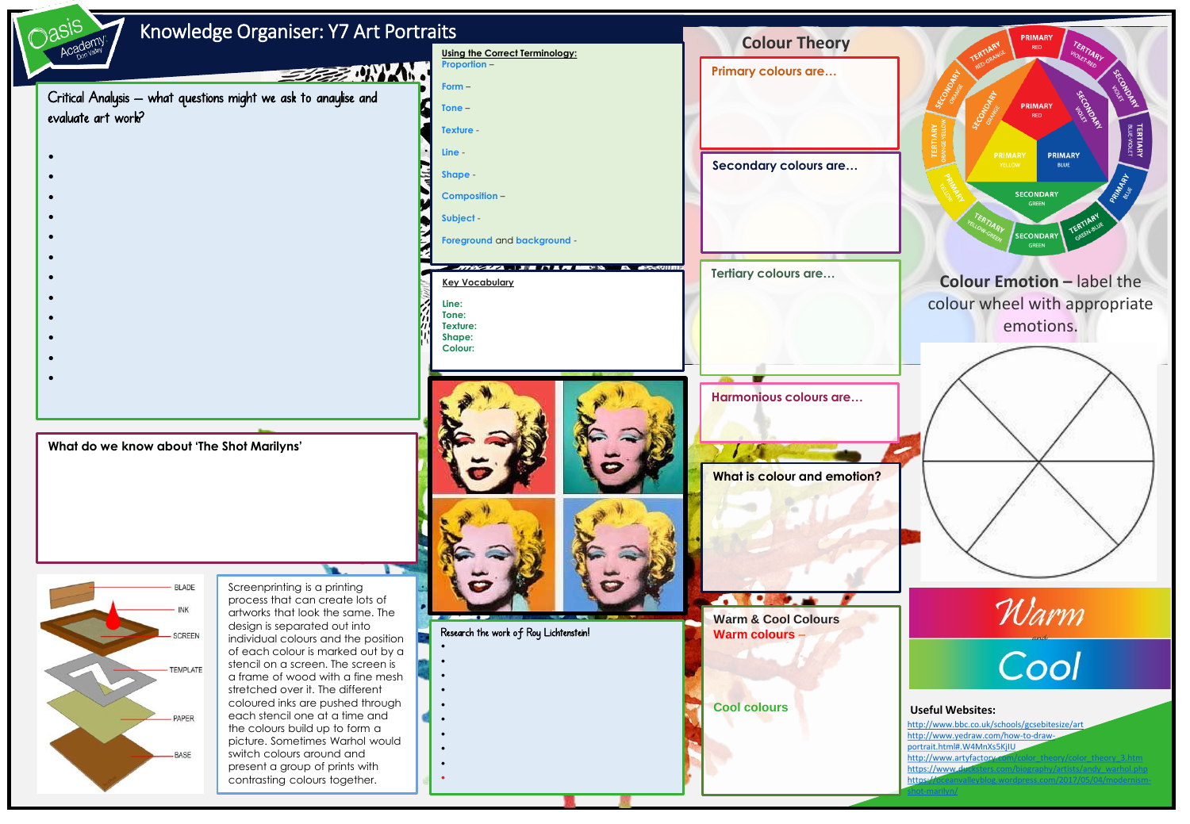# Knowledge Organiser: Y7 Art Portraits

Oasis Academy Don Valley

## Critical Analysis – what questions might we ask to analyse and evaluate art work?

- 
- 
- 
- 
- 
- 
- 
- 
- 
- 
- 
- 

## Using the Correct Terminology:

Proportion –

Form –

Tone –

Texture -

Line -

Shape -

Composition –

Subject -

Foreground and background -

## Key Vocabulary

Line:
Tone:
Texture:
Shape:
Colour:

## What do we know about 'The Shot Marilyns'

BLADE
INK
SCREEN
TEMPLATE
PAPER
BASE

Screenprinting is a printing process that can create lots of artworks that look the same. The design is separated out into individual colours and the position of each colour is marked out by a stencil on a screen. The screen is a frame of wood with a fine mesh stretched over it. The different coloured inks are pushed through each stencil one at a time and the colours build up to form a picture. Sometimes Warhol would switch colours around and present a group of prints with contrasting colours together.

## Research the work of Roy Lichtenstein!

- 
- 
- 
- 
- 
- 
- 
- 
- 
- 

## Colour Theory

**Primary colours are…**

**Secondary colours are…**

**Tertiary colours are…**

**Harmonious colours are…**

**What is colour and emotion?**

**Warm & Cool Colours**

Warm colours –

Cool colours

PRIMARY RED
TERTIARY VIOLET-RED
SECONDARY VIOLET
TERTIARY BLUE-VIOLET
PRIMARY BLUE
TERTIARY GREEN-BLUE
SECONDARY GREEN
TERTIARY YELLOW-GREEN
PRIMARY YELLOW
TERTIARY ORANGE-YELLOW
SECONDARY ORANGE
TERTIARY RED-ORANGE
PRIMARY RED
SECONDARY VIOLET
PRIMARY BLUE
SECONDARY GREEN
PRIMARY YELLOW
SECONDARY ORANGE

**Colour Emotion –** label the colour wheel with appropriate emotions.

Warm and Cool

## Useful Websites:

http://www.bbc.co.uk/schools/gcsebitesize/art
http://www.yedraw.com/how-to-draw-portrait.html#.W4MnXs5KjIU
http://www.artyfactory.com/color_theory/color_theory_3.htm
https://www.ducksters.com/biography/artists/andy_warhol.php
https://oceanvalleyblog.wordpress.com/2017/05/04/modernism-shot-marilyn/